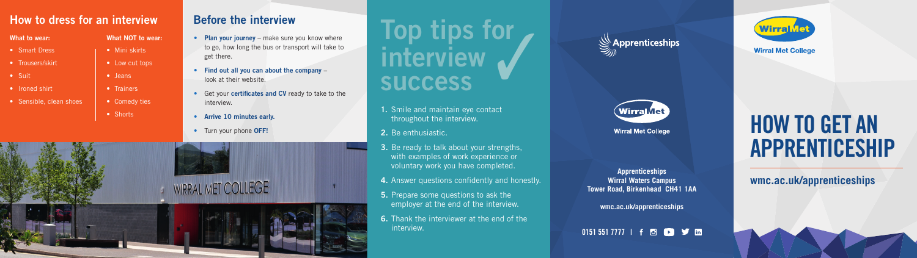## How to dress for an interview

**What to wear:**

- Smart Dress
- Trousers/skirt
- Suit
- Ironed shirt
- Sensible, clean shoes

**What NOT to wear:**

- Mini skirts
- Low cut tops
- Jeans
- Trainers
- Comedy ties
- Shorts

## Before the interview

- **Plan your journey** – make sure you know where to go, how long the bus or transport will take to get there.
- **Find out all you can about the company** – look at their website.
- Get your **certificates and CV** ready to take to the interview.
- **Arrive 10 minutes early.**
- Turn your phone **OFF!**

# Top tips for interview success

1. Smile and maintain eye contact throughout the interview.
2. Be enthusiastic.
3. Be ready to talk about your strengths, with examples of work experience or voluntary work you have completed.
4. Answer questions confidently and honestly.
5. Prepare some questions to ask the employer at the end of the interview.
6. Thank the interviewer at the end of the interview.

Apprenticeships

Wirral Met College

**Apprenticeships**
**Wirral Waters Campus**
**Tower Road, Birkenhead CH41 1AA**

**wmc.ac.uk/apprenticeships**

**0151 551 7777**

Wirral Met College

# HOW TO GET AN APPRENTICESHIP

**wmc.ac.uk/apprenticeships**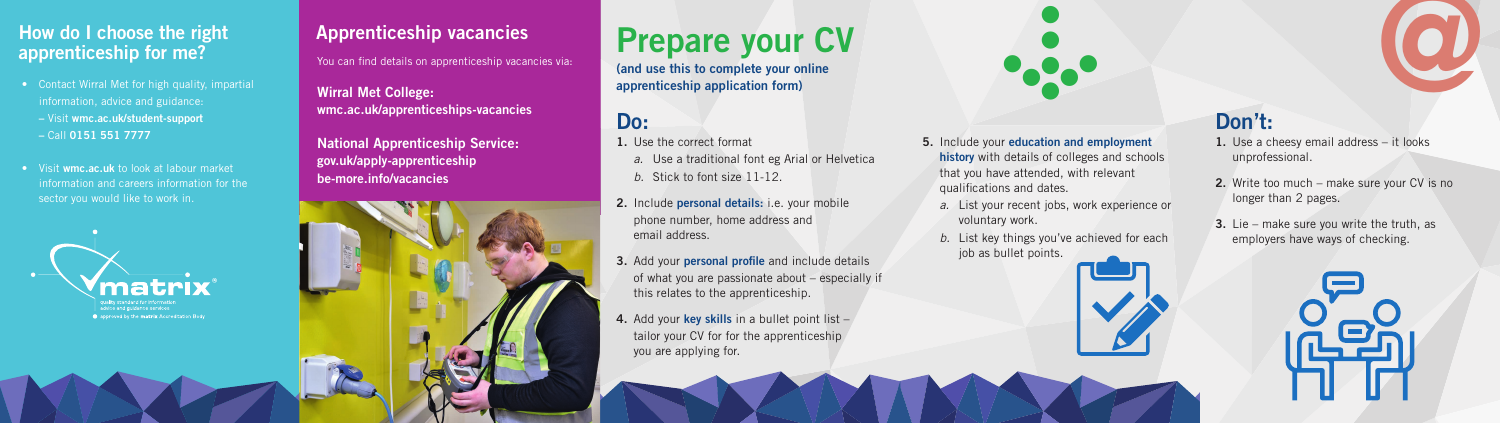## How do I choose the right apprenticeship for me?

- Contact Wirral Met for high quality, impartial information, advice and guidance:
  – Visit **wmc.ac.uk/student-support**
  – Call **0151 551 7777**
- Visit **wmc.ac.uk** to look at labour market information and careers information for the sector you would like to work in.

matrix®
quality standard for information advice and guidance services
approved by the matrix Accreditation Body

## Apprenticeship vacancies

You can find details on apprenticeship vacancies via:

**Wirral Met College:**
**wmc.ac.uk/apprenticeships-vacancies**

**National Apprenticeship Service:**
**gov.uk/apply-apprenticeship**
**be-more.info/vacancies**

# Prepare your CV

**(and use this to complete your online apprenticeship application form)**

## Do:

1. Use the correct format
   *a.* Use a traditional font eg Arial or Helvetica
   *b.* Stick to font size 11-12.
2. Include **personal details:** i.e. your mobile phone number, home address and email address.
3. Add your **personal profile** and include details of what you are passionate about – especially if this relates to the apprenticeship.
4. Add your **key skills** in a bullet point list – tailor your CV for for the apprenticeship you are applying for.
5. Include your **education and employment history** with details of colleges and schools that you have attended, with relevant qualifications and dates.
   *a.* List your recent jobs, work experience or voluntary work.
   *b.* List key things you've achieved for each job as bullet points.

## Don't:

1. Use a cheesy email address – it looks unprofessional.
2. Write too much – make sure your CV is no longer than 2 pages.
3. Lie – make sure you write the truth, as employers have ways of checking.